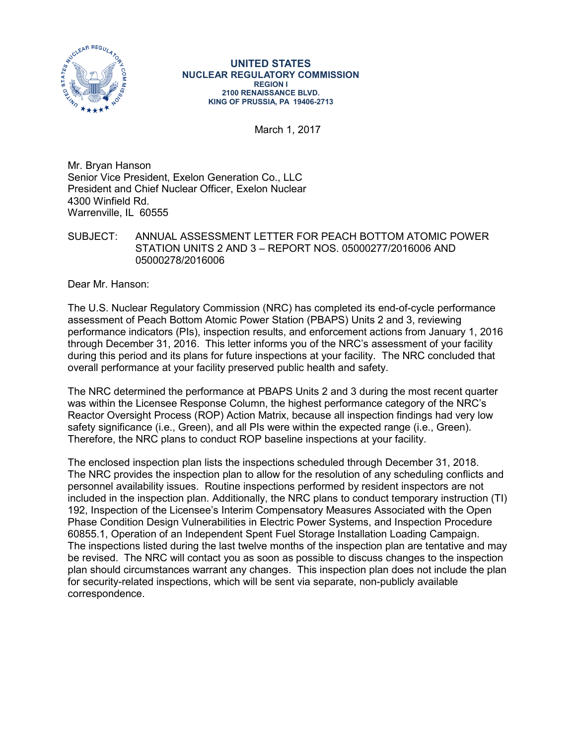**UNITED STATES**
**NUCLEAR REGULATORY COMMISSION**
**REGION I**
**2100 RENAISSANCE BLVD.**
**KING OF PRUSSIA, PA 19406-2713**

March 1, 2017

Mr. Bryan Hanson
Senior Vice President, Exelon Generation Co., LLC
President and Chief Nuclear Officer, Exelon Nuclear
4300 Winfield Rd.
Warrenville, IL 60555

SUBJECT: ANNUAL ASSESSMENT LETTER FOR PEACH BOTTOM ATOMIC POWER STATION UNITS 2 AND 3 – REPORT NOS. 05000277/2016006 AND 05000278/2016006

Dear Mr. Hanson:

The U.S. Nuclear Regulatory Commission (NRC) has completed its end-of-cycle performance assessment of Peach Bottom Atomic Power Station (PBAPS) Units 2 and 3, reviewing performance indicators (PIs), inspection results, and enforcement actions from January 1, 2016 through December 31, 2016. This letter informs you of the NRC's assessment of your facility during this period and its plans for future inspections at your facility. The NRC concluded that overall performance at your facility preserved public health and safety.

The NRC determined the performance at PBAPS Units 2 and 3 during the most recent quarter was within the Licensee Response Column, the highest performance category of the NRC's Reactor Oversight Process (ROP) Action Matrix, because all inspection findings had very low safety significance (i.e., Green), and all PIs were within the expected range (i.e., Green). Therefore, the NRC plans to conduct ROP baseline inspections at your facility.

The enclosed inspection plan lists the inspections scheduled through December 31, 2018. The NRC provides the inspection plan to allow for the resolution of any scheduling conflicts and personnel availability issues. Routine inspections performed by resident inspectors are not included in the inspection plan. Additionally, the NRC plans to conduct temporary instruction (TI) 192, Inspection of the Licensee's Interim Compensatory Measures Associated with the Open Phase Condition Design Vulnerabilities in Electric Power Systems, and Inspection Procedure 60855.1, Operation of an Independent Spent Fuel Storage Installation Loading Campaign. The inspections listed during the last twelve months of the inspection plan are tentative and may be revised. The NRC will contact you as soon as possible to discuss changes to the inspection plan should circumstances warrant any changes. This inspection plan does not include the plan for security-related inspections, which will be sent via separate, non-publicly available correspondence.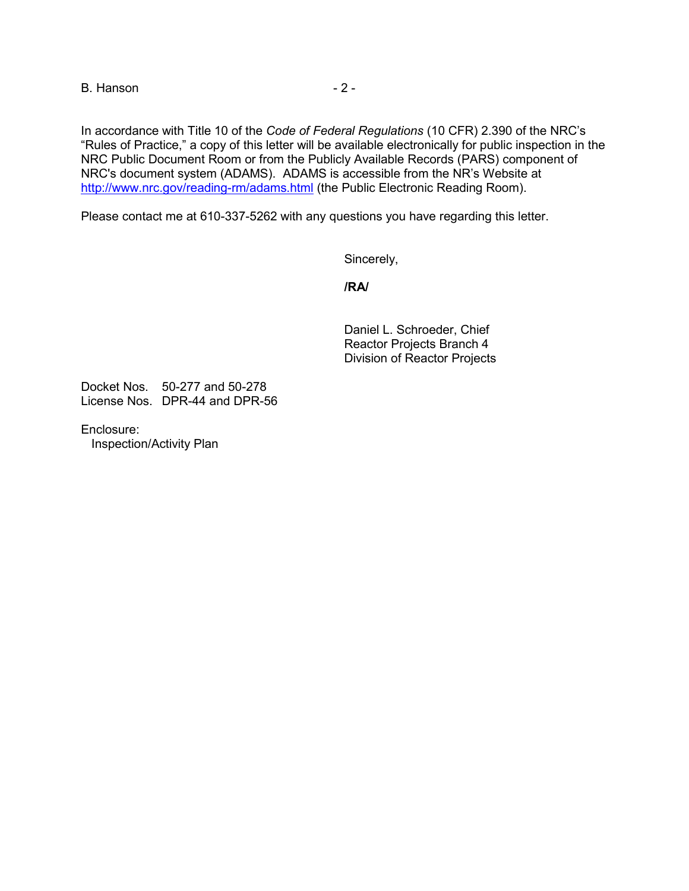In accordance with Title 10 of the *Code of Federal Regulations* (10 CFR) 2.390 of the NRC's "Rules of Practice," a copy of this letter will be available electronically for public inspection in the NRC Public Document Room or from the Publicly Available Records (PARS) component of NRC's document system (ADAMS). ADAMS is accessible from the NR's Website at http://www.nrc.gov/reading-rm/adams.html (the Public Electronic Reading Room).

Please contact me at 610-337-5262 with any questions you have regarding this letter.

Sincerely,

**/RA/**

Daniel L. Schroeder, Chief
Reactor Projects Branch 4
Division of Reactor Projects

Docket Nos. 50-277 and 50-278
License Nos. DPR-44 and DPR-56

Enclosure:
Inspection/Activity Plan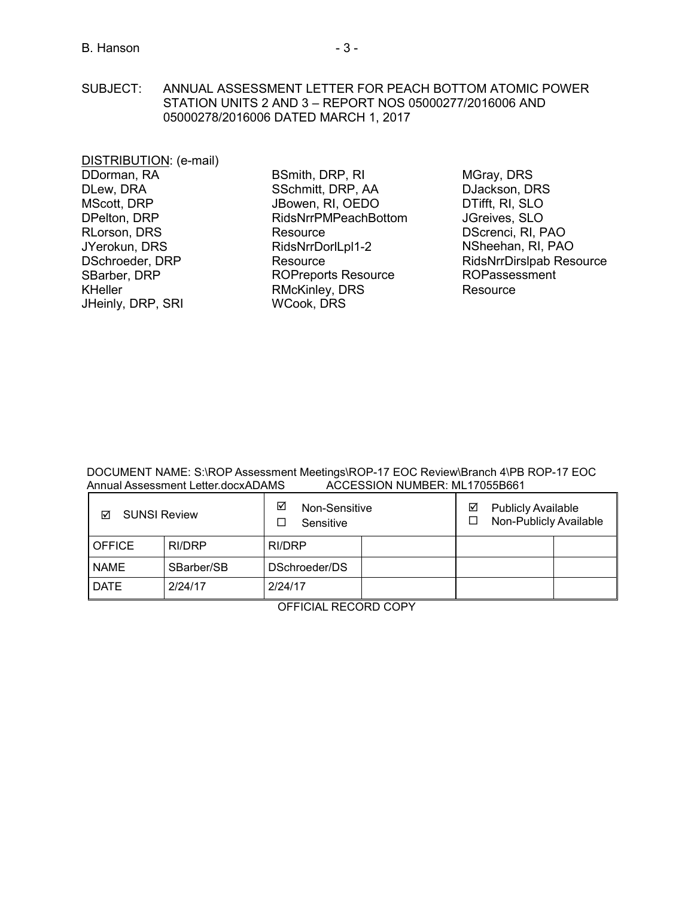SUBJECT: ANNUAL ASSESSMENT LETTER FOR PEACH BOTTOM ATOMIC POWER STATION UNITS 2 AND 3 – REPORT NOS 05000277/2016006 AND 05000278/2016006 DATED MARCH 1, 2017

DISTRIBUTION: (e-mail)

DDorman, RA
DLew, DRA
MScott, DRP
DPelton, DRP
RLorson, DRS
JYerokun, DRS
DSchroeder, DRP
SBarber, DRP
KHeller
JHeinly, DRP, SRI
BSmith, DRP, RI
SSchmitt, DRP, AA
JBowen, RI, OEDO
RidsNrrPMPeachBottom Resource
RidsNrrDorlLpl1-2 Resource
ROPreports Resource
RMcKinley, DRS
WCook, DRS
MGray, DRS
DJackson, DRS
DTifft, RI, SLO
JGreives, SLO
DScrenci, RI, PAO
NSheehan, RI, PAO
RidsNrrDirslpab Resource
ROPassessment Resource

DOCUMENT NAME: S:\ROP Assessment Meetings\ROP-17 EOC Review\Branch 4\PB ROP-17 EOC Annual Assessment Letter.docxADAMS ACCESSION NUMBER: ML17055B661

| ☑ SUNSI Review | | ☑ Non-Sensitive ☐ Sensitive | | ☑ Publicly Available ☐ Non-Publicly Available | |
|---|---|---|---|---|---|
| OFFICE | RI/DRP | RI/DRP | | | |
| NAME | SBarber/SB | DSchroeder/DS | | | |
| DATE | 2/24/17 | 2/24/17 | | | |

OFFICIAL RECORD COPY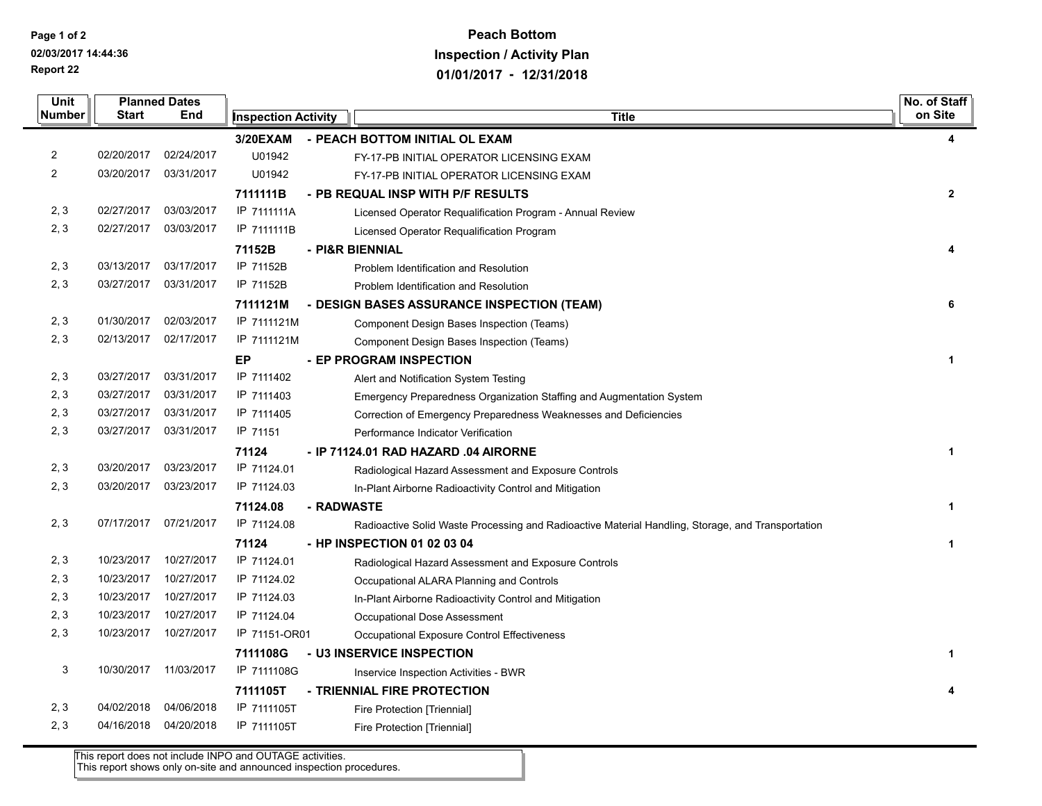**Report 22**

# Peach Bottom

## Inspection / Activity Plan

## 01/01/2017 - 12/31/2018

| Unit Number | Planned Dates Start | Planned Dates End | Inspection Activity | Title | No. of Staff on Site |
|---|---|---|---|---|---|
| | | | **3/20EXAM** | **- PEACH BOTTOM INITIAL OL EXAM** | **4** |
| 2 | 02/20/2017 | 02/24/2017 | U01942 | FY-17-PB INITIAL OPERATOR LICENSING EXAM | |
| 2 | 03/20/2017 | 03/31/2017 | U01942 | FY-17-PB INITIAL OPERATOR LICENSING EXAM | |
| | | | **7111111B** | **- PB REQUAL INSP WITH P/F RESULTS** | **2** |
| 2, 3 | 02/27/2017 | 03/03/2017 | IP 7111111A | Licensed Operator Requalification Program - Annual Review | |
| 2, 3 | 02/27/2017 | 03/03/2017 | IP 7111111B | Licensed Operator Requalification Program | |
| | | | **71152B** | **- PI&R BIENNIAL** | **4** |
| 2, 3 | 03/13/2017 | 03/17/2017 | IP 71152B | Problem Identification and Resolution | |
| 2, 3 | 03/27/2017 | 03/31/2017 | IP 71152B | Problem Identification and Resolution | |
| | | | **7111121M** | **- DESIGN BASES ASSURANCE INSPECTION (TEAM)** | **6** |
| 2, 3 | 01/30/2017 | 02/03/2017 | IP 7111121M | Component Design Bases Inspection (Teams) | |
| 2, 3 | 02/13/2017 | 02/17/2017 | IP 7111121M | Component Design Bases Inspection (Teams) | |
| | | | **EP** | **- EP PROGRAM INSPECTION** | **1** |
| 2, 3 | 03/27/2017 | 03/31/2017 | IP 7111402 | Alert and Notification System Testing | |
| 2, 3 | 03/27/2017 | 03/31/2017 | IP 7111403 | Emergency Preparedness Organization Staffing and Augmentation System | |
| 2, 3 | 03/27/2017 | 03/31/2017 | IP 7111405 | Correction of Emergency Preparedness Weaknesses and Deficiencies | |
| 2, 3 | 03/27/2017 | 03/31/2017 | IP 71151 | Performance Indicator Verification | |
| | | | **71124** | **- IP 71124.01 RAD HAZARD .04 AIRORNE** | **1** |
| 2, 3 | 03/20/2017 | 03/23/2017 | IP 71124.01 | Radiological Hazard Assessment and Exposure Controls | |
| 2, 3 | 03/20/2017 | 03/23/2017 | IP 71124.03 | In-Plant Airborne Radioactivity Control and Mitigation | |
| | | | **71124.08** | **- RADWASTE** | **1** |
| 2, 3 | 07/17/2017 | 07/21/2017 | IP 71124.08 | Radioactive Solid Waste Processing and Radioactive Material Handling, Storage, and Transportation | |
| | | | **71124** | **- HP INSPECTION 01 02 03 04** | **1** |
| 2, 3 | 10/23/2017 | 10/27/2017 | IP 71124.01 | Radiological Hazard Assessment and Exposure Controls | |
| 2, 3 | 10/23/2017 | 10/27/2017 | IP 71124.02 | Occupational ALARA Planning and Controls | |
| 2, 3 | 10/23/2017 | 10/27/2017 | IP 71124.03 | In-Plant Airborne Radioactivity Control and Mitigation | |
| 2, 3 | 10/23/2017 | 10/27/2017 | IP 71124.04 | Occupational Dose Assessment | |
| 2, 3 | 10/23/2017 | 10/27/2017 | IP 71151-OR01 | Occupational Exposure Control Effectiveness | |
| | | | **7111108G** | **- U3 INSERVICE INSPECTION** | **1** |
| 3 | 10/30/2017 | 11/03/2017 | IP 7111108G | Inservice Inspection Activities - BWR | |
| | | | **7111105T** | **- TRIENNIAL FIRE PROTECTION** | **4** |
| 2, 3 | 04/02/2018 | 04/06/2018 | IP 7111105T | Fire Protection [Triennial] | |
| 2, 3 | 04/16/2018 | 04/20/2018 | IP 7111105T | Fire Protection [Triennial] | |

This report does not include INPO and OUTAGE activities.
This report shows only on-site and announced inspection procedures.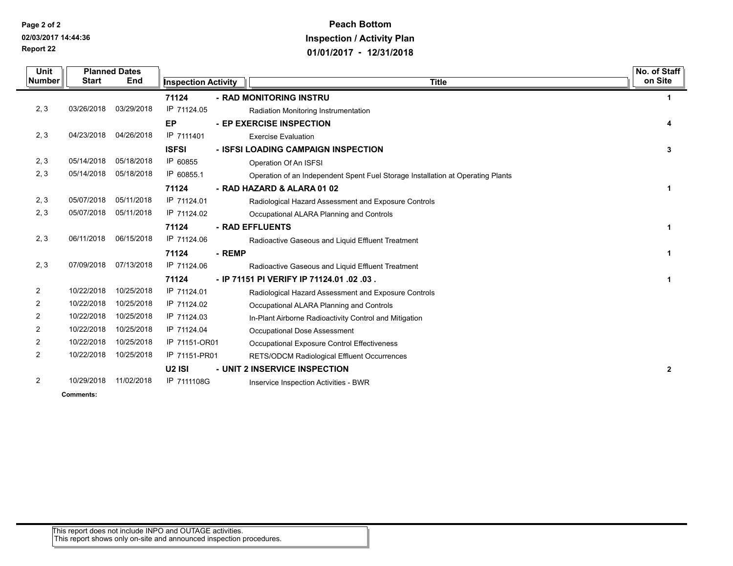# Peach Bottom
## Inspection / Activity Plan
## 01/01/2017 - 12/31/2018

| Unit Number | Planned Dates Start | End | Inspection Activity | Title | No. of Staff on Site |
|---|---|---|---|---|---|
| | | | **71124** | **- RAD MONITORING INSTRU** | **1** |
| 2, 3 | 03/26/2018 | 03/29/2018 | IP 71124.05 | Radiation Monitoring Instrumentation | |
| | | | **EP** | **- EP EXERCISE INSPECTION** | **4** |
| 2, 3 | 04/23/2018 | 04/26/2018 | IP 7111401 | Exercise Evaluation | |
| | | | **ISFSI** | **- ISFSI LOADING CAMPAIGN INSPECTION** | **3** |
| 2, 3 | 05/14/2018 | 05/18/2018 | IP 60855 | Operation Of An ISFSI | |
| 2, 3 | 05/14/2018 | 05/18/2018 | IP 60855.1 | Operation of an Independent Spent Fuel Storage Installation at Operating Plants | |
| | | | **71124** | **- RAD HAZARD & ALARA 01 02** | **1** |
| 2, 3 | 05/07/2018 | 05/11/2018 | IP 71124.01 | Radiological Hazard Assessment and Exposure Controls | |
| 2, 3 | 05/07/2018 | 05/11/2018 | IP 71124.02 | Occupational ALARA Planning and Controls | |
| | | | **71124** | **- RAD EFFLUENTS** | **1** |
| 2, 3 | 06/11/2018 | 06/15/2018 | IP 71124.06 | Radioactive Gaseous and Liquid Effluent Treatment | |
| | | | **71124** | **- REMP** | **1** |
| 2, 3 | 07/09/2018 | 07/13/2018 | IP 71124.06 | Radioactive Gaseous and Liquid Effluent Treatment | |
| | | | **71124** | **- IP 71151 PI VERIFY IP 71124.01 .02 .03 .** | **1** |
| 2 | 10/22/2018 | 10/25/2018 | IP 71124.01 | Radiological Hazard Assessment and Exposure Controls | |
| 2 | 10/22/2018 | 10/25/2018 | IP 71124.02 | Occupational ALARA Planning and Controls | |
| 2 | 10/22/2018 | 10/25/2018 | IP 71124.03 | In-Plant Airborne Radioactivity Control and Mitigation | |
| 2 | 10/22/2018 | 10/25/2018 | IP 71124.04 | Occupational Dose Assessment | |
| 2 | 10/22/2018 | 10/25/2018 | IP 71151-OR01 | Occupational Exposure Control Effectiveness | |
| 2 | 10/22/2018 | 10/25/2018 | IP 71151-PR01 | RETS/ODCM Radiological Effluent Occurrences | |
| | | | **U2 ISI** | **- UNIT 2 INSERVICE INSPECTION** | **2** |
| 2 | 10/29/2018 | 11/02/2018 | IP 7111108G | Inservice Inspection Activities - BWR | |

**Comments:**

This report does not include INPO and OUTAGE activities.
This report shows only on-site and announced inspection procedures.